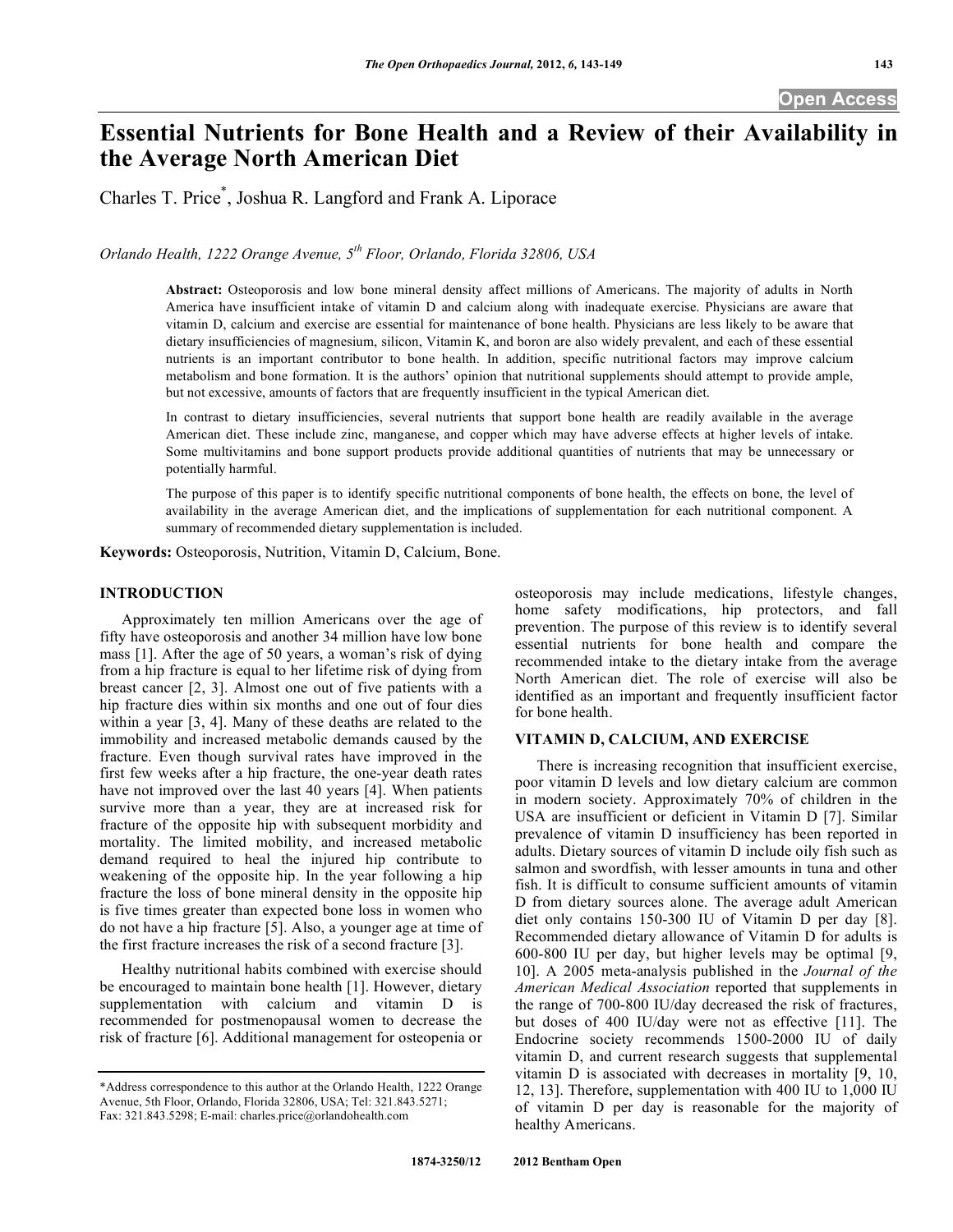# Essential Nutrients for Bone Health and a Review of their Availability in the Average North American Diet

Charles T. Price*, Joshua R. Langford and Frank A. Liporace

*Orlando Health, 1222 Orange Avenue, 5th Floor, Orlando, Florida 32806, USA*

**Abstract:** Osteoporosis and low bone mineral density affect millions of Americans. The majority of adults in North America have insufficient intake of vitamin D and calcium along with inadequate exercise. Physicians are aware that vitamin D, calcium and exercise are essential for maintenance of bone health. Physicians are less likely to be aware that dietary insufficiencies of magnesium, silicon, Vitamin K, and boron are also widely prevalent, and each of these essential nutrients is an important contributor to bone health. In addition, specific nutritional factors may improve calcium metabolism and bone formation. It is the authors' opinion that nutritional supplements should attempt to provide ample, but not excessive, amounts of factors that are frequently insufficient in the typical American diet.

In contrast to dietary insufficiencies, several nutrients that support bone health are readily available in the average American diet. These include zinc, manganese, and copper which may have adverse effects at higher levels of intake. Some multivitamins and bone support products provide additional quantities of nutrients that may be unnecessary or potentially harmful.

The purpose of this paper is to identify specific nutritional components of bone health, the effects on bone, the level of availability in the average American diet, and the implications of supplementation for each nutritional component. A summary of recommended dietary supplementation is included.

**Keywords:** Osteoporosis, Nutrition, Vitamin D, Calcium, Bone.

## INTRODUCTION

Approximately ten million Americans over the age of fifty have osteoporosis and another 34 million have low bone mass [1]. After the age of 50 years, a woman's risk of dying from a hip fracture is equal to her lifetime risk of dying from breast cancer [2, 3]. Almost one out of five patients with a hip fracture dies within six months and one out of four dies within a year [3, 4]. Many of these deaths are related to the immobility and increased metabolic demands caused by the fracture. Even though survival rates have improved in the first few weeks after a hip fracture, the one-year death rates have not improved over the last 40 years [4]. When patients survive more than a year, they are at increased risk for fracture of the opposite hip with subsequent morbidity and mortality. The limited mobility, and increased metabolic demand required to heal the injured hip contribute to weakening of the opposite hip. In the year following a hip fracture the loss of bone mineral density in the opposite hip is five times greater than expected bone loss in women who do not have a hip fracture [5]. Also, a younger age at time of the first fracture increases the risk of a second fracture [3].

Healthy nutritional habits combined with exercise should be encouraged to maintain bone health [1]. However, dietary supplementation with calcium and vitamin D is recommended for postmenopausal women to decrease the risk of fracture [6]. Additional management for osteopenia or osteoporosis may include medications, lifestyle changes, home safety modifications, hip protectors, and fall prevention. The purpose of this review is to identify several essential nutrients for bone health and compare the recommended intake to the dietary intake from the average North American diet. The role of exercise will also be identified as an important and frequently insufficient factor for bone health.

## VITAMIN D, CALCIUM, AND EXERCISE

There is increasing recognition that insufficient exercise, poor vitamin D levels and low dietary calcium are common in modern society. Approximately 70% of children in the USA are insufficient or deficient in Vitamin D [7]. Similar prevalence of vitamin D insufficiency has been reported in adults. Dietary sources of vitamin D include oily fish such as salmon and swordfish, with lesser amounts in tuna and other fish. It is difficult to consume sufficient amounts of vitamin D from dietary sources alone. The average adult American diet only contains 150-300 IU of Vitamin D per day [8]. Recommended dietary allowance of Vitamin D for adults is 600-800 IU per day, but higher levels may be optimal [9, 10]. A 2005 meta-analysis published in the *Journal of the American Medical Association* reported that supplements in the range of 700-800 IU/day decreased the risk of fractures, but doses of 400 IU/day were not as effective [11]. The Endocrine society recommends 1500-2000 IU of daily vitamin D, and current research suggests that supplemental vitamin D is associated with decreases in mortality [9, 10, 12, 13]. Therefore, supplementation with 400 IU to 1,000 IU of vitamin D per day is reasonable for the majority of healthy Americans.

*Address correspondence to this author at the Orlando Health, 1222 Orange Avenue, 5th Floor, Orlando, Florida 32806, USA; Tel: 321.843.5271; Fax: 321.843.5298; E-mail: charles.price@orlandohealth.com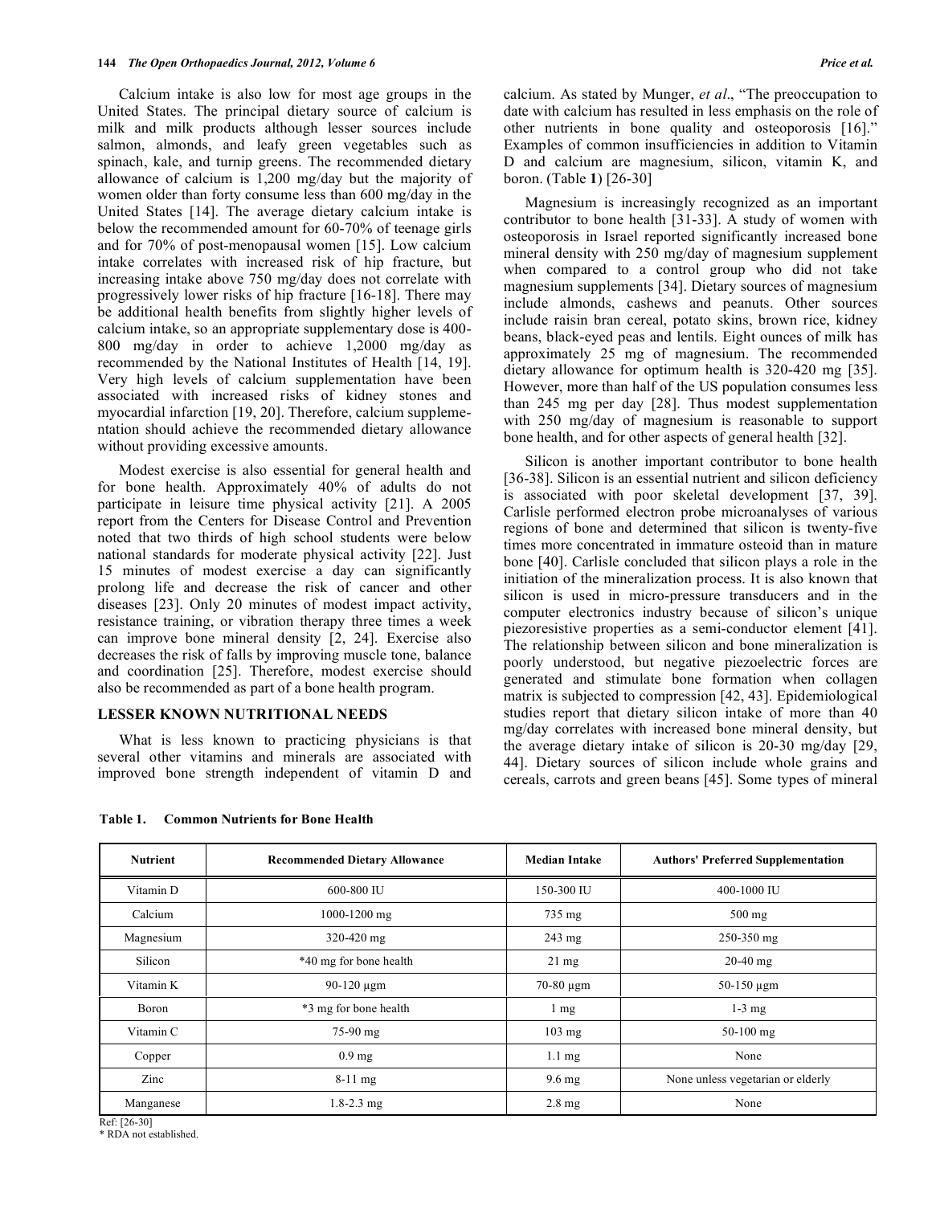Calcium intake is also low for most age groups in the United States. The principal dietary source of calcium is milk and milk products although lesser sources include salmon, almonds, and leafy green vegetables such as spinach, kale, and turnip greens. The recommended dietary allowance of calcium is 1,200 mg/day but the majority of women older than forty consume less than 600 mg/day in the United States [14]. The average dietary calcium intake is below the recommended amount for 60-70% of teenage girls and for 70% of post-menopausal women [15]. Low calcium intake correlates with increased risk of hip fracture, but increasing intake above 750 mg/day does not correlate with progressively lower risks of hip fracture [16-18]. There may be additional health benefits from slightly higher levels of calcium intake, so an appropriate supplementary dose is 400-800 mg/day in order to achieve 1,2000 mg/day as recommended by the National Institutes of Health [14, 19]. Very high levels of calcium supplementation have been associated with increased risks of kidney stones and myocardial infarction [19, 20]. Therefore, calcium supplementation should achieve the recommended dietary allowance without providing excessive amounts.

Modest exercise is also essential for general health and for bone health. Approximately 40% of adults do not participate in leisure time physical activity [21]. A 2005 report from the Centers for Disease Control and Prevention noted that two thirds of high school students were below national standards for moderate physical activity [22]. Just 15 minutes of modest exercise a day can significantly prolong life and decrease the risk of cancer and other diseases [23]. Only 20 minutes of modest impact activity, resistance training, or vibration therapy three times a week can improve bone mineral density [2, 24]. Exercise also decreases the risk of falls by improving muscle tone, balance and coordination [25]. Therefore, modest exercise should also be recommended as part of a bone health program.

## LESSER KNOWN NUTRITIONAL NEEDS

What is less known to practicing physicians is that several other vitamins and minerals are associated with improved bone strength independent of vitamin D and calcium. As stated by Munger, *et al*., "The preoccupation to date with calcium has resulted in less emphasis on the role of other nutrients in bone quality and osteoporosis [16]." Examples of common insufficiencies in addition to Vitamin D and calcium are magnesium, silicon, vitamin K, and boron. (Table **1**) [26-30]

Magnesium is increasingly recognized as an important contributor to bone health [31-33]. A study of women with osteoporosis in Israel reported significantly increased bone mineral density with 250 mg/day of magnesium supplement when compared to a control group who did not take magnesium supplements [34]. Dietary sources of magnesium include almonds, cashews and peanuts. Other sources include raisin bran cereal, potato skins, brown rice, kidney beans, black-eyed peas and lentils. Eight ounces of milk has approximately 25 mg of magnesium. The recommended dietary allowance for optimum health is 320-420 mg [35]. However, more than half of the US population consumes less than 245 mg per day [28]. Thus modest supplementation with 250 mg/day of magnesium is reasonable to support bone health, and for other aspects of general health [32].

Silicon is another important contributor to bone health [36-38]. Silicon is an essential nutrient and silicon deficiency is associated with poor skeletal development [37, 39]. Carlisle performed electron probe microanalyses of various regions of bone and determined that silicon is twenty-five times more concentrated in immature osteoid than in mature bone [40]. Carlisle concluded that silicon plays a role in the initiation of the mineralization process. It is also known that silicon is used in micro-pressure transducers and in the computer electronics industry because of silicon's unique piezoresistive properties as a semi-conductor element [41]. The relationship between silicon and bone mineralization is poorly understood, but negative piezoelectric forces are generated and stimulate bone formation when collagen matrix is subjected to compression [42, 43]. Epidemiological studies report that dietary silicon intake of more than 40 mg/day correlates with increased bone mineral density, but the average dietary intake of silicon is 20-30 mg/day [29, 44]. Dietary sources of silicon include whole grains and cereals, carrots and green beans [45]. Some types of mineral

**Table 1. Common Nutrients for Bone Health**

| Nutrient | Recommended Dietary Allowance | Median Intake | Authors' Preferred Supplementation |
|---|---|---|---|
| Vitamin D | 600-800 IU | 150-300 IU | 400-1000 IU |
| Calcium | 1000-1200 mg | 735 mg | 500 mg |
| Magnesium | 320-420 mg | 243 mg | 250-350 mg |
| Silicon | *40 mg for bone health | 21 mg | 20-40 mg |
| Vitamin K | 90-120 µgm | 70-80 µgm | 50-150 µgm |
| Boron | *3 mg for bone health | 1 mg | 1-3 mg |
| Vitamin C | 75-90 mg | 103 mg | 50-100 mg |
| Copper | 0.9 mg | 1.1 mg | None |
| Zinc | 8-11 mg | 9.6 mg | None unless vegetarian or elderly |
| Manganese | 1.8-2.3 mg | 2.8 mg | None |

Ref: [26-30]
* RDA not established.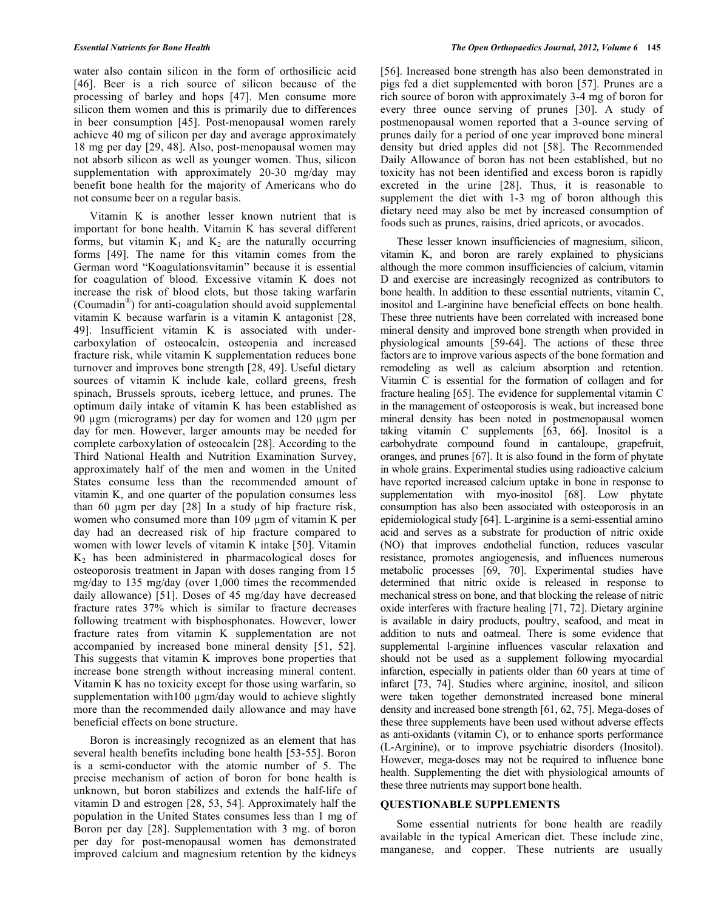water also contain silicon in the form of orthosilicic acid [46]. Beer is a rich source of silicon because of the processing of barley and hops [47]. Men consume more silicon them women and this is primarily due to differences in beer consumption [45]. Post-menopausal women rarely achieve 40 mg of silicon per day and average approximately 18 mg per day [29, 48]. Also, post-menopausal women may not absorb silicon as well as younger women. Thus, silicon supplementation with approximately 20-30 mg/day may benefit bone health for the majority of Americans who do not consume beer on a regular basis.

Vitamin K is another lesser known nutrient that is important for bone health. Vitamin K has several different forms, but vitamin $K_1$ and $K_2$ are the naturally occurring forms [49]. The name for this vitamin comes from the German word "Koagulationsvitamin" because it is essential for coagulation of blood. Excessive vitamin K does not increase the risk of blood clots, but those taking warfarin (Coumadin®) for anti-coagulation should avoid supplemental vitamin K because warfarin is a vitamin K antagonist [28, 49]. Insufficient vitamin K is associated with under-carboxylation of osteocalcin, osteopenia and increased fracture risk, while vitamin K supplementation reduces bone turnover and improves bone strength [28, 49]. Useful dietary sources of vitamin K include kale, collard greens, fresh spinach, Brussels sprouts, iceberg lettuce, and prunes. The optimum daily intake of vitamin K has been established as 90 µgm (micrograms) per day for women and 120 µgm per day for men. However, larger amounts may be needed for complete carboxylation of osteocalcin [28]. According to the Third National Health and Nutrition Examination Survey, approximately half of the men and women in the United States consume less than the recommended amount of vitamin K, and one quarter of the population consumes less than 60 µgm per day [28] In a study of hip fracture risk, women who consumed more than 109 µgm of vitamin K per day had an decreased risk of hip fracture compared to women with lower levels of vitamin K intake [50]. Vitamin $K_2$ has been administered in pharmacological doses for osteoporosis treatment in Japan with doses ranging from 15 mg/day to 135 mg/day (over 1,000 times the recommended daily allowance) [51]. Doses of 45 mg/day have decreased fracture rates 37% which is similar to fracture decreases following treatment with bisphosphonates. However, lower fracture rates from vitamin K supplementation are not accompanied by increased bone mineral density [51, 52]. This suggests that vitamin K improves bone properties that increase bone strength without increasing mineral content. Vitamin K has no toxicity except for those using warfarin, so supplementation with100 µgm/day would to achieve slightly more than the recommended daily allowance and may have beneficial effects on bone structure.

Boron is increasingly recognized as an element that has several health benefits including bone health [53-55]. Boron is a semi-conductor with the atomic number of 5. The precise mechanism of action of boron for bone health is unknown, but boron stabilizes and extends the half-life of vitamin D and estrogen [28, 53, 54]. Approximately half the population in the United States consumes less than 1 mg of Boron per day [28]. Supplementation with 3 mg. of boron per day for post-menopausal women has demonstrated improved calcium and magnesium retention by the kidneys [56]. Increased bone strength has also been demonstrated in pigs fed a diet supplemented with boron [57]. Prunes are a rich source of boron with approximately 3-4 mg of boron for every three ounce serving of prunes [30]. A study of postmenopausal women reported that a 3-ounce serving of prunes daily for a period of one year improved bone mineral density but dried apples did not [58]. The Recommended Daily Allowance of boron has not been established, but no toxicity has not been identified and excess boron is rapidly excreted in the urine [28]. Thus, it is reasonable to supplement the diet with 1-3 mg of boron although this dietary need may also be met by increased consumption of foods such as prunes, raisins, dried apricots, or avocados.

These lesser known insufficiencies of magnesium, silicon, vitamin K, and boron are rarely explained to physicians although the more common insufficiencies of calcium, vitamin D and exercise are increasingly recognized as contributors to bone health. In addition to these essential nutrients, vitamin C, inositol and L-arginine have beneficial effects on bone health. These three nutrients have been correlated with increased bone mineral density and improved bone strength when provided in physiological amounts [59-64]. The actions of these three factors are to improve various aspects of the bone formation and remodeling as well as calcium absorption and retention. Vitamin C is essential for the formation of collagen and for fracture healing [65]. The evidence for supplemental vitamin C in the management of osteoporosis is weak, but increased bone mineral density has been noted in postmenopausal women taking vitamin C supplements [63, 66]. Inositol is a carbohydrate compound found in cantaloupe, grapefruit, oranges, and prunes [67]. It is also found in the form of phytate in whole grains. Experimental studies using radioactive calcium have reported increased calcium uptake in bone in response to supplementation with myo-inositol [68]. Low phytate consumption has also been associated with osteoporosis in an epidemiological study [64]. L-arginine is a semi-essential amino acid and serves as a substrate for production of nitric oxide (NO) that improves endothelial function, reduces vascular resistance, promotes angiogenesis, and influences numerous metabolic processes [69, 70]. Experimental studies have determined that nitric oxide is released in response to mechanical stress on bone, and that blocking the release of nitric oxide interferes with fracture healing [71, 72]. Dietary arginine is available in dairy products, poultry, seafood, and meat in addition to nuts and oatmeal. There is some evidence that supplemental l-arginine influences vascular relaxation and should not be used as a supplement following myocardial infarction, especially in patients older than 60 years at time of infarct [73, 74]. Studies where arginine, inositol, and silicon were taken together demonstrated increased bone mineral density and increased bone strength [61, 62, 75]. Mega-doses of these three supplements have been used without adverse effects as anti-oxidants (vitamin C), or to enhance sports performance (L-Arginine), or to improve psychiatric disorders (Inositol). However, mega-doses may not be required to influence bone health. Supplementing the diet with physiological amounts of these three nutrients may support bone health.

## QUESTIONABLE SUPPLEMENTS

Some essential nutrients for bone health are readily available in the typical American diet. These include zinc, manganese, and copper. These nutrients are usually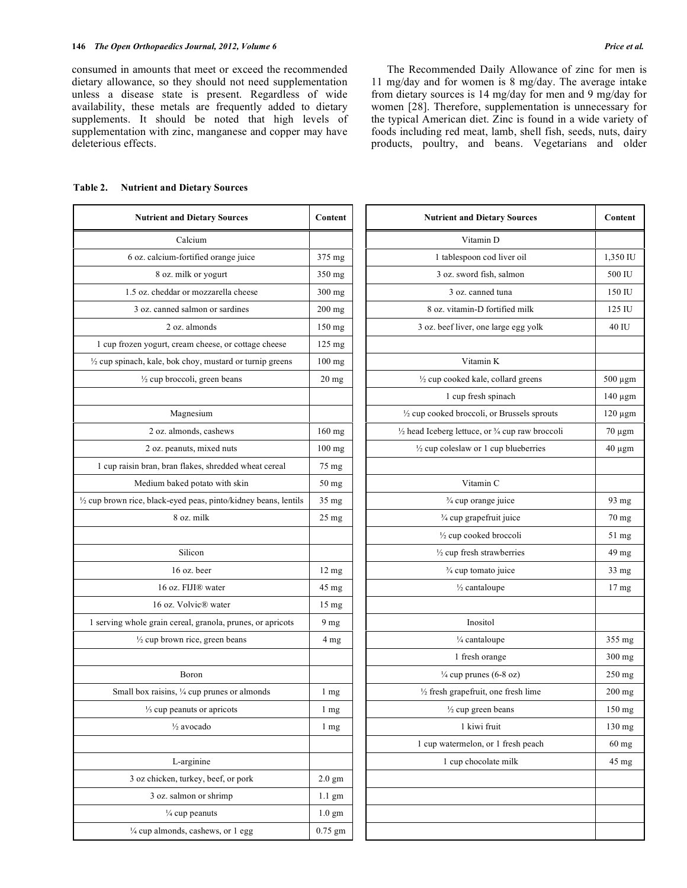consumed in amounts that meet or exceed the recommended dietary allowance, so they should not need supplementation unless a disease state is present. Regardless of wide availability, these metals are frequently added to dietary supplements. It should be noted that high levels of supplementation with zinc, manganese and copper may have deleterious effects.

The Recommended Daily Allowance of zinc for men is 11 mg/day and for women is 8 mg/day. The average intake from dietary sources is 14 mg/day for men and 9 mg/day for women [28]. Therefore, supplementation is unnecessary for the typical American diet. Zinc is found in a wide variety of foods including red meat, lamb, shell fish, seeds, nuts, dairy products, poultry, and beans. Vegetarians and older

**Table 2. Nutrient and Dietary Sources**

| Nutrient and Dietary Sources | Content | Nutrient and Dietary Sources | Content |
|---|---|---|---|
| Calcium | | Vitamin D | |
| 6 oz. calcium-fortified orange juice | 375 mg | 1 tablespoon cod liver oil | 1,350 IU |
| 8 oz. milk or yogurt | 350 mg | 3 oz. sword fish, salmon | 500 IU |
| 1.5 oz. cheddar or mozzarella cheese | 300 mg | 3 oz. canned tuna | 150 IU |
| 3 oz. canned salmon or sardines | 200 mg | 8 oz. vitamin-D fortified milk | 125 IU |
| 2 oz. almonds | 150 mg | 3 oz. beef liver, one large egg yolk | 40 IU |
| 1 cup frozen yogurt, cream cheese, or cottage cheese | 125 mg | | |
| ½ cup spinach, kale, bok choy, mustard or turnip greens | 100 mg | Vitamin K | |
| ½ cup broccoli, green beans | 20 mg | ½ cup cooked kale, collard greens | 500 µgm |
| | | 1 cup fresh spinach | 140 µgm |
| Magnesium | | ½ cup cooked broccoli, or Brussels sprouts | 120 µgm |
| 2 oz. almonds, cashews | 160 mg | ½ head Iceberg lettuce, or ¾ cup raw broccoli | 70 µgm |
| 2 oz. peanuts, mixed nuts | 100 mg | ½ cup coleslaw or 1 cup blueberries | 40 µgm |
| 1 cup raisin bran, bran flakes, shredded wheat cereal | 75 mg | | |
| Medium baked potato with skin | 50 mg | Vitamin C | |
| ½ cup brown rice, black-eyed peas, pinto/kidney beans, lentils | 35 mg | ¾ cup orange juice | 93 mg |
| 8 oz. milk | 25 mg | ¾ cup grapefruit juice | 70 mg |
| | | ½ cup cooked broccoli | 51 mg |
| Silicon | | ½ cup fresh strawberries | 49 mg |
| 16 oz. beer | 12 mg | ¾ cup tomato juice | 33 mg |
| 16 oz. FIJI® water | 45 mg | ½ cantaloupe | 17 mg |
| 16 oz. Volvic® water | 15 mg | | |
| 1 serving whole grain cereal, granola, prunes, or apricots | 9 mg | Inositol | |
| ½ cup brown rice, green beans | 4 mg | ¼ cantaloupe | 355 mg |
| | | 1 fresh orange | 300 mg |
| Boron | | ¼ cup prunes (6-8 oz) | 250 mg |
| Small box raisins, ¼ cup prunes or almonds | 1 mg | ½ fresh grapefruit, one fresh lime | 200 mg |
| ⅓ cup peanuts or apricots | 1 mg | ½ cup green beans | 150 mg |
| ½ avocado | 1 mg | 1 kiwi fruit | 130 mg |
| | | 1 cup watermelon, or 1 fresh peach | 60 mg |
| L-arginine | | 1 cup chocolate milk | 45 mg |
| 3 oz chicken, turkey, beef, or pork | 2.0 gm | | |
| 3 oz. salmon or shrimp | 1.1 gm | | |
| ¼ cup peanuts | 1.0 gm | | |
| ¼ cup almonds, cashews, or 1 egg | 0.75 gm | | |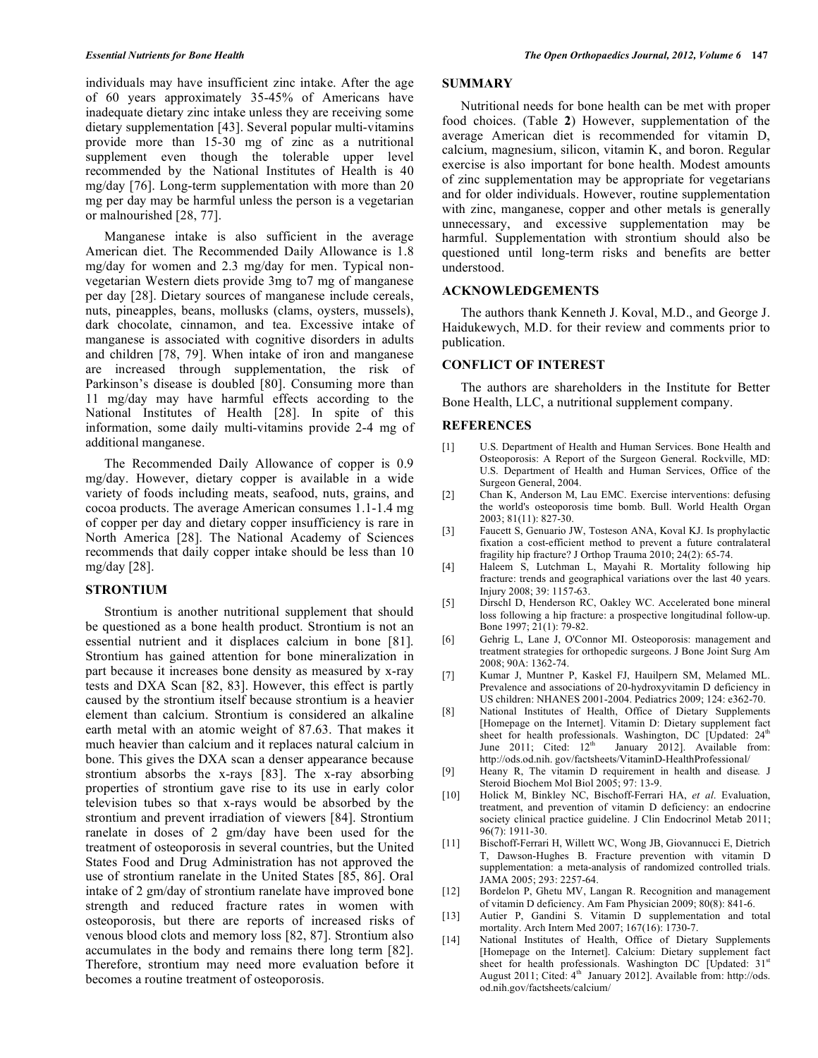individuals may have insufficient zinc intake. After the age of 60 years approximately 35-45% of Americans have inadequate dietary zinc intake unless they are receiving some dietary supplementation [43]. Several popular multi-vitamins provide more than 15-30 mg of zinc as a nutritional supplement even though the tolerable upper level recommended by the National Institutes of Health is 40 mg/day [76]. Long-term supplementation with more than 20 mg per day may be harmful unless the person is a vegetarian or malnourished [28, 77].

Manganese intake is also sufficient in the average American diet. The Recommended Daily Allowance is 1.8 mg/day for women and 2.3 mg/day for men. Typical non-vegetarian Western diets provide 3mg to7 mg of manganese per day [28]. Dietary sources of manganese include cereals, nuts, pineapples, beans, mollusks (clams, oysters, mussels), dark chocolate, cinnamon, and tea. Excessive intake of manganese is associated with cognitive disorders in adults and children [78, 79]. When intake of iron and manganese are increased through supplementation, the risk of Parkinson's disease is doubled [80]. Consuming more than 11 mg/day may have harmful effects according to the National Institutes of Health [28]. In spite of this information, some daily multi-vitamins provide 2-4 mg of additional manganese.

The Recommended Daily Allowance of copper is 0.9 mg/day. However, dietary copper is available in a wide variety of foods including meats, seafood, nuts, grains, and cocoa products. The average American consumes 1.1-1.4 mg of copper per day and dietary copper insufficiency is rare in North America [28]. The National Academy of Sciences recommends that daily copper intake should be less than 10 mg/day [28].

## STRONTIUM

Strontium is another nutritional supplement that should be questioned as a bone health product. Strontium is not an essential nutrient and it displaces calcium in bone [81]. Strontium has gained attention for bone mineralization in part because it increases bone density as measured by x-ray tests and DXA Scan [82, 83]. However, this effect is partly caused by the strontium itself because strontium is a heavier element than calcium. Strontium is considered an alkaline earth metal with an atomic weight of 87.63. That makes it much heavier than calcium and it replaces natural calcium in bone. This gives the DXA scan a denser appearance because strontium absorbs the x-rays [83]. The x-ray absorbing properties of strontium gave rise to its use in early color television tubes so that x-rays would be absorbed by the strontium and prevent irradiation of viewers [84]. Strontium ranelate in doses of 2 gm/day have been used for the treatment of osteoporosis in several countries, but the United States Food and Drug Administration has not approved the use of strontium ranelate in the United States [85, 86]. Oral intake of 2 gm/day of strontium ranelate have improved bone strength and reduced fracture rates in women with osteoporosis, but there are reports of increased risks of venous blood clots and memory loss [82, 87]. Strontium also accumulates in the body and remains there long term [82]. Therefore, strontium may need more evaluation before it becomes a routine treatment of osteoporosis.

## SUMMARY

Nutritional needs for bone health can be met with proper food choices. (Table **2**) However, supplementation of the average American diet is recommended for vitamin D, calcium, magnesium, silicon, vitamin K, and boron. Regular exercise is also important for bone health. Modest amounts of zinc supplementation may be appropriate for vegetarians and for older individuals. However, routine supplementation with zinc, manganese, copper and other metals is generally unnecessary, and excessive supplementation may be harmful. Supplementation with strontium should also be questioned until long-term risks and benefits are better understood.

## ACKNOWLEDGEMENTS

The authors thank Kenneth J. Koval, M.D., and George J. Haidukewych, M.D. for their review and comments prior to publication.

## CONFLICT OF INTEREST

The authors are shareholders in the Institute for Better Bone Health, LLC, a nutritional supplement company.

## REFERENCES

[1] U.S. Department of Health and Human Services. Bone Health and Osteoporosis: A Report of the Surgeon General. Rockville, MD: U.S. Department of Health and Human Services, Office of the Surgeon General, 2004.

[2] Chan K, Anderson M, Lau EMC. Exercise interventions: defusing the world's osteoporosis time bomb. Bull. World Health Organ 2003; 81(11): 827-30.

[3] Faucett S, Genuario JW, Tosteson ANA, Koval KJ. Is prophylactic fixation a cost-efficient method to prevent a future contralateral fragility hip fracture? J Orthop Trauma 2010; 24(2): 65-74.

[4] Haleem S, Lutchman L, Mayahi R. Mortality following hip fracture: trends and geographical variations over the last 40 years. Injury 2008; 39: 1157-63.

[5] Dirschl D, Henderson RC, Oakley WC. Accelerated bone mineral loss following a hip fracture: a prospective longitudinal follow-up. Bone 1997; 21(1): 79-82.

[6] Gehrig L, Lane J, O'Connor MI. Osteoporosis: management and treatment strategies for orthopedic surgeons. J Bone Joint Surg Am 2008; 90A: 1362-74.

[7] Kumar J, Muntner P, Kaskel FJ, Hauilpern SM, Melamed ML. Prevalence and associations of 20-hydroxyvitamin D deficiency in US children: NHANES 2001-2004. Pediatrics 2009; 124: e362-70.

[8] National Institutes of Health, Office of Dietary Supplements [Homepage on the Internet]. Vitamin D: Dietary supplement fact sheet for health professionals. Washington, DC [Updated: 24th June 2011; Cited: 12th January 2012]. Available from: http://ods.od.nih. gov/factsheets/VitaminD-HealthProfessional/

[9] Heany R, The vitamin D requirement in health and disease. J Steroid Biochem Mol Biol 2005; 97: 13-9.

[10] Holick M, Binkley NC, Bischoff-Ferrari HA, *et al.* Evaluation, treatment, and prevention of vitamin D deficiency: an endocrine society clinical practice guideline. J Clin Endocrinol Metab 2011; 96(7): 1911-30.

[11] Bischoff-Ferrari H, Willett WC, Wong JB, Giovannucci E, Dietrich T, Dawson-Hughes B. Fracture prevention with vitamin D supplementation: a meta-analysis of randomized controlled trials. JAMA 2005; 293: 2257-64.

[12] Bordelon P, Ghetu MV, Langan R. Recognition and management of vitamin D deficiency. Am Fam Physician 2009; 80(8): 841-6.

[13] Autier P, Gandini S. Vitamin D supplementation and total mortality. Arch Intern Med 2007; 167(16): 1730-7.

[14] National Institutes of Health, Office of Dietary Supplements [Homepage on the Internet]. Calcium: Dietary supplement fact sheet for health professionals. Washington DC [Updated: 31st August 2011; Cited: 4th January 2012]. Available from: http://ods. od.nih.gov/factsheets/calcium/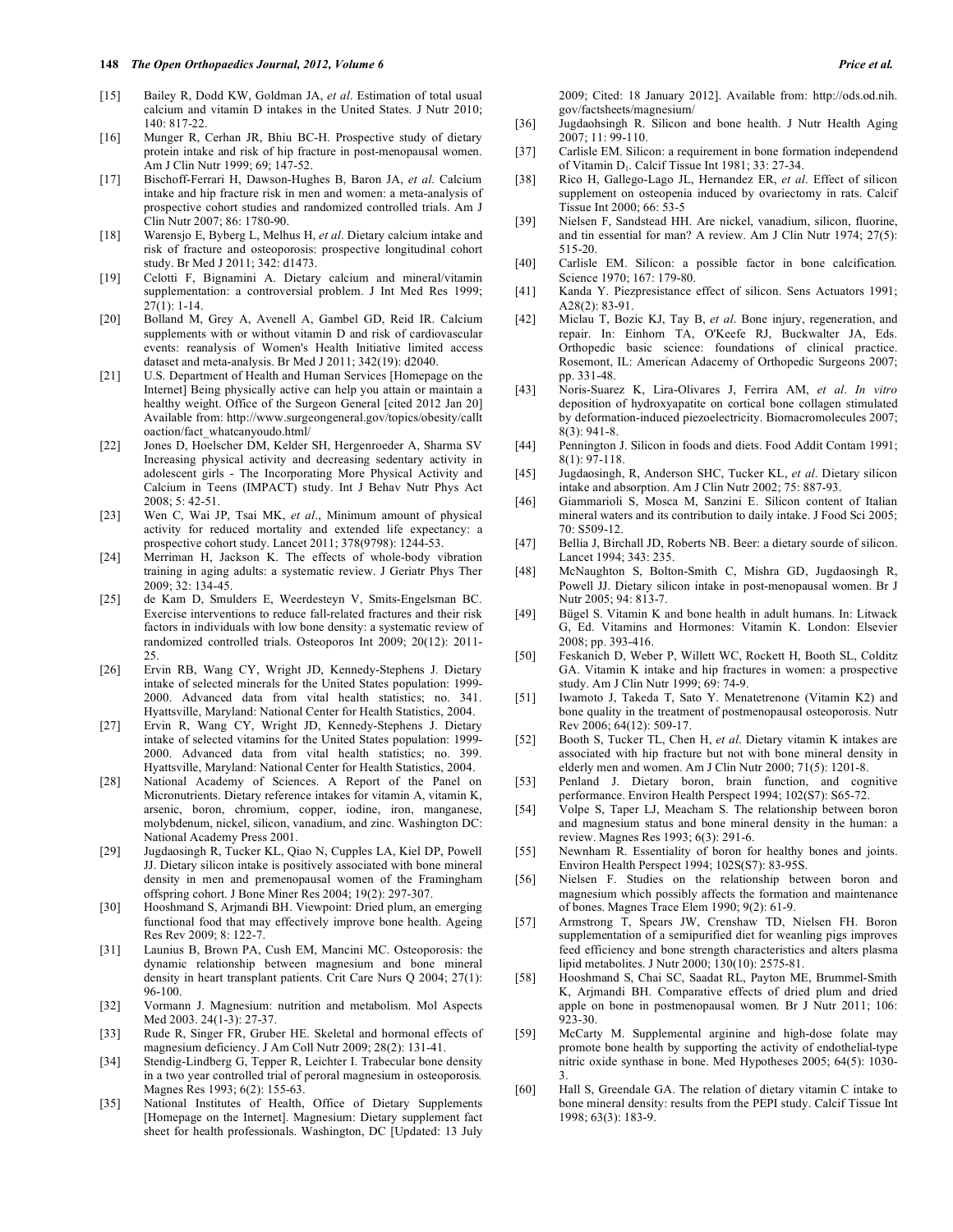[15] Bailey R, Dodd KW, Goldman JA, *et al*. Estimation of total usual calcium and vitamin D intakes in the United States. J Nutr 2010; 140: 817-22.

[16] Munger R, Cerhan JR, Bhiu BC-H. Prospective study of dietary protein intake and risk of hip fracture in post-menopausal women. Am J Clin Nutr 1999; 69; 147-52.

[17] Bischoff-Ferrari H, Dawson-Hughes B, Baron JA, *et al*. Calcium intake and hip fracture risk in men and women: a meta-analysis of prospective cohort studies and randomized controlled trials. Am J Clin Nutr 2007; 86: 1780-90.

[18] Warensjo E, Byberg L, Melhus H, *et al*. Dietary calcium intake and risk of fracture and osteoporosis: prospective longitudinal cohort study. Br Med J 2011; 342: d1473.

[19] Celotti F, Bignamini A. Dietary calcium and mineral/vitamin supplementation: a controversial problem. J Int Med Res 1999; 27(1): 1-14.

[20] Bolland M, Grey A, Avenell A, Gambel GD, Reid IR. Calcium supplements with or without vitamin D and risk of cardiovascular events: reanalysis of Women's Health Initiative limited access dataset and meta-analysis. Br Med J 2011; 342(19): d2040.

[21] U.S. Department of Health and Human Services [Homepage on the Internet] Being physically active can help you attain or maintain a healthy weight. Office of the Surgeon General [cited 2012 Jan 20] Available from: http://www.surgeongeneral.gov/topics/obesity/calltoaction/fact_whatcanyoudo.html/

[22] Jones D, Hoelscher DM, Kelder SH, Hergenroeder A, Sharma SV Increasing physical activity and decreasing sedentary activity in adolescent girls - The Incorporating More Physical Activity and Calcium in Teens (IMPACT) study. Int J Behav Nutr Phys Act 2008; 5: 42-51.

[23] Wen C, Wai JP, Tsai MK, *et al*., Minimum amount of physical activity for reduced mortality and extended life expectancy: a prospective cohort study. Lancet 2011; 378(9798): 1244-53.

[24] Merriman H, Jackson K. The effects of whole-body vibration training in aging adults: a systematic review. J Geriatr Phys Ther 2009; 32: 134-45.

[25] de Kam D, Smulders E, Weerdesteyn V, Smits-Engelsman BC. Exercise interventions to reduce fall-related fractures and their risk factors in individuals with low bone density: a systematic review of randomized controlled trials. Osteoporos Int 2009; 20(12): 2011-25.

[26] Ervin RB, Wang CY, Wright JD, Kennedy-Stephens J. Dietary intake of selected minerals for the United States population: 1999-2000. Advanced data from vital health statistics; no. 341. Hyattsville, Maryland: National Center for Health Statistics, 2004.

[27] Ervin R, Wang CY, Wright JD, Kennedy-Stephens J. Dietary intake of selected vitamins for the United States population: 1999-2000. Advanced data from vital health statistics; no. 399. Hyattsville, Maryland: National Center for Health Statistics, 2004.

[28] National Academy of Sciences. A Report of the Panel on Micronutrients. Dietary reference intakes for vitamin A, vitamin K, arsenic, boron, chromium, copper, iodine, iron, manganese, molybdenum, nickel, silicon, vanadium, and zinc. Washington DC: National Academy Press 2001.

[29] Jugdaosingh R, Tucker KL, Qiao N, Cupples LA, Kiel DP, Powell JJ. Dietary silicon intake is positively associated with bone mineral density in men and premenopausal women of the Framingham offspring cohort. J Bone Miner Res 2004; 19(2): 297-307.

[30] Hooshmand S, Arjmandi BH. Viewpoint: Dried plum, an emerging functional food that may effectively improve bone health. Ageing Res Rev 2009; 8: 122-7.

[31] Launius B, Brown PA, Cush EM, Mancini MC. Osteoporosis: the dynamic relationship between magnesium and bone mineral density in heart transplant patients. Crit Care Nurs Q 2004; 27(1): 96-100.

[32] Vormann J. Magnesium: nutrition and metabolism. Mol Aspects Med 2003. 24(1-3): 27-37.

[33] Rude R, Singer FR, Gruber HE. Skeletal and hormonal effects of magnesium deficiency. J Am Coll Nutr 2009; 28(2): 131-41.

[34] Stendig-Lindberg G, Tepper R, Leichter I. Trabecular bone density in a two year controlled trial of peroral magnesium in osteoporosis. Magnes Res 1993; 6(2): 155-63.

[35] National Institutes of Health, Office of Dietary Supplements [Homepage on the Internet]. Magnesium: Dietary supplement fact sheet for health professionals. Washington, DC [Updated: 13 July 2009; Cited: 18 January 2012]. Available from: http://ods.od.nih.gov/factsheets/magnesium/

[36] Jugdaohsingh R. Silicon and bone health. J Nutr Health Aging 2007; 11: 99-110.

[37] Carlisle EM. Silicon: a requirement in bone formation independend of Vitamin $D_1$. Calcif Tissue Int 1981; 33: 27-34.

[38] Rico H, Gallego-Lago JL, Hernandez ER, *et al*. Effect of silicon supplement on osteopenia induced by ovariectomy in rats. Calcif Tissue Int 2000; 66: 53-5

[39] Nielsen F, Sandstead HH. Are nickel, vanadium, silicon, fluorine, and tin essential for man? A review. Am J Clin Nutr 1974; 27(5): 515-20.

[40] Carlisle EM. Silicon: a possible factor in bone calcification. Science 1970; 167: 179-80.

[41] Kanda Y. Piezpresistance effect of silicon. Sens Actuators 1991; A28(2): 83-91.

[42] Miclau T, Bozic KJ, Tay B, *et al*. Bone injury, regeneration, and repair. In: Einhorn TA, O'Keefe RJ, Buckwalter JA, Eds. Orthopedic basic science: foundations of clinical practice. Rosemont, IL: American Adacemy of Orthopedic Surgeons 2007; pp. 331-48.

[43] Noris-Suarez K, Lira-Olivares J, Ferrira AM, *et al*. *In vitro* deposition of hydroxyapatite on cortical bone collagen stimulated by deformation-induced piezoelectricity. Biomacromolecules 2007; 8(3): 941-8.

[44] Pennington J. Silicon in foods and diets. Food Addit Contam 1991; 8(1): 97-118.

[45] Jugdaosingh, R, Anderson SHC, Tucker KL, *et al*. Dietary silicon intake and absorption. Am J Clin Nutr 2002; 75: 887-93.

[46] Giammarioli S, Mosca M, Sanzini E. Silicon content of Italian mineral waters and its contribution to daily intake. J Food Sci 2005; 70: S509-12.

[47] Bellia J, Birchall JD, Roberts NB. Beer: a dietary sourde of silicon. Lancet 1994; 343: 235.

[48] McNaughton S, Bolton-Smith C, Mishra GD, Jugdaosingh R, Powell JJ. Dietary silicon intake in post-menopausal women. Br J Nutr 2005; 94: 813-7.

[49] Bügel S. Vitamin K and bone health in adult humans. In: Litwack G, Ed. Vitamins and Hormones: Vitamin K. London: Elsevier 2008; pp. 393-416.

[50] Feskanich D, Weber P, Willett WC, Rockett H, Booth SL, Colditz GA. Vitamin K intake and hip fractures in women: a prospective study. Am J Clin Nutr 1999; 69: 74-9.

[51] Iwamoto J, Takeda T, Sato Y. Menatetrenone (Vitamin K2) and bone quality in the treatment of postmenopausal osteoporosis. Nutr Rev 2006; 64(12): 509-17.

[52] Booth S, Tucker TL, Chen H, *et al*. Dietary vitamin K intakes are associated with hip fracture but not with bone mineral density in elderly men and women. Am J Clin Nutr 2000; 71(5): 1201-8.

[53] Penland J. Dietary boron, brain function, and cognitive performance. Environ Health Perspect 1994; 102(S7): S65-72.

[54] Volpe S, Taper LJ, Meacham S. The relationship between boron and magnesium status and bone mineral density in the human: a review. Magnes Res 1993; 6(3): 291-6.

[55] Newnham R. Essentiality of boron for healthy bones and joints. Environ Health Perspect 1994; 102S(S7): 83-95S.

[56] Nielsen F. Studies on the relationship between boron and magnesium which possibly affects the formation and maintenance of bones. Magnes Trace Elem 1990; 9(2): 61-9.

[57] Armstrong T, Spears JW, Crenshaw TD, Nielsen FH. Boron supplementation of a semipurified diet for weanling pigs improves feed efficiency and bone strength characteristics and alters plasma lipid metabolites. J Nutr 2000; 130(10): 2575-81.

[58] Hooshmand S, Chai SC, Saadat RL, Payton ME, Brummel-Smith K, Arjmandi BH. Comparative effects of dried plum and dried apple on bone in postmenopausal women. Br J Nutr 2011; 106: 923-30.

[59] McCarty M. Supplemental arginine and high-dose folate may promote bone health by supporting the activity of endothelial-type nitric oxide synthase in bone. Med Hypotheses 2005; 64(5): 1030-3.

[60] Hall S, Greendale GA. The relation of dietary vitamin C intake to bone mineral density: results from the PEPI study. Calcif Tissue Int 1998; 63(3): 183-9.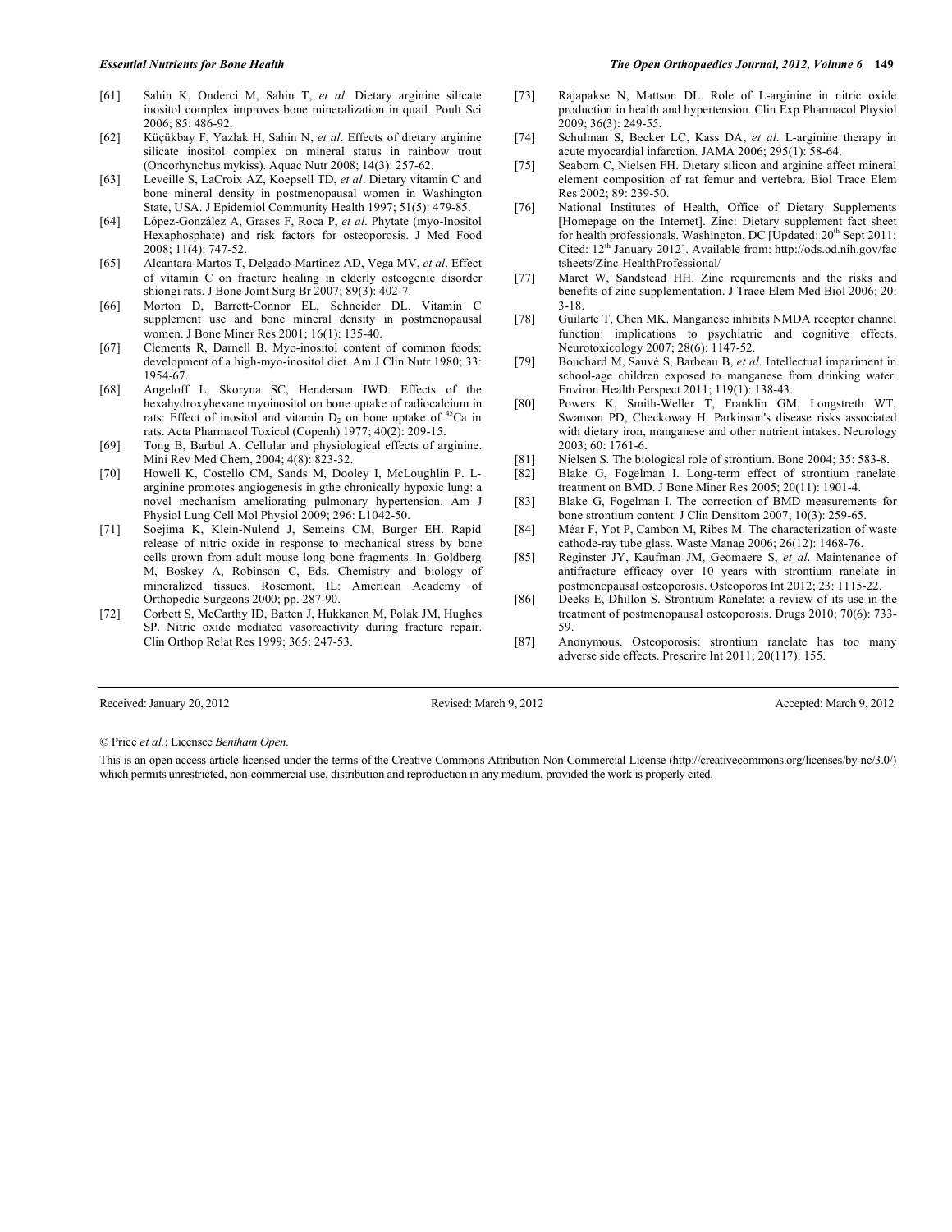[61] Sahin K, Onderci M, Sahin T, *et al*. Dietary arginine silicate inositol complex improves bone mineralization in quail. Poult Sci 2006; 85: 486-92.

[62] Küçükbay F, Yazlak H, Sahin N, *et al*. Effects of dietary arginine silicate inositol complex on mineral status in rainbow trout (Oncorhynchus mykiss). Aquac Nutr 2008; 14(3): 257-62.

[63] Leveille S, LaCroix AZ, Koepsell TD, *et al*. Dietary vitamin C and bone mineral density in postmenopausal women in Washington State, USA. J Epidemiol Community Health 1997; 51(5): 479-85.

[64] López-González A, Grases F, Roca P, *et al*. Phytate (myo-Inositol Hexaphosphate) and risk factors for osteoporosis. J Med Food 2008; 11(4): 747-52.

[65] Alcantara-Martos T, Delgado-Martinez AD, Vega MV, *et al*. Effect of vitamin C on fracture healing in elderly osteogenic disorder shiongi rats. J Bone Joint Surg Br 2007; 89(3): 402-7.

[66] Morton D, Barrett-Connor EL, Schneider DL. Vitamin C supplement use and bone mineral density in postmenopausal women. J Bone Miner Res 2001; 16(1): 135-40.

[67] Clements R, Darnell B. Myo-inositol content of common foods: development of a high-myo-inositol diet. Am J Clin Nutr 1980; 33: 1954-67.

[68] Angeloff L, Skoryna SC, Henderson IWD. Effects of the hexahydroxyhexane myoinositol on bone uptake of radiocalcium in rats: Effect of inositol and vitamin $D_2$ on bone uptake of $^{45}Ca$ in rats. Acta Pharmacol Toxicol (Copenh) 1977; 40(2): 209-15.

[69] Tong B, Barbul A. Cellular and physiological effects of arginine. Mini Rev Med Chem, 2004; 4(8): 823-32.

[70] Howell K, Costello CM, Sands M, Dooley I, McLoughlin P. L-arginine promotes angiogenesis in gthe chronically hypoxic lung: a novel mechanism ameliorating pulmonary hypertension. Am J Physiol Lung Cell Mol Physiol 2009; 296: L1042-50.

[71] Soejima K, Klein-Nulend J, Semeins CM, Burger EH. Rapid release of nitric oxide in response to mechanical stress by bone cells grown from adult mouse long bone fragments. In: Goldberg M, Boskey A, Robinson C, Eds. Chemistry and biology of mineralized tissues. Rosemont, IL: American Academy of Orthopedic Surgeons 2000; pp. 287-90.

[72] Corbett S, McCarthy ID, Batten J, Hukkanen M, Polak JM, Hughes SP. Nitric oxide mediated vasoreactivity during fracture repair. Clin Orthop Relat Res 1999; 365: 247-53.

[73] Rajapakse N, Mattson DL. Role of L-arginine in nitric oxide production in health and hypertension. Clin Exp Pharmacol Physiol 2009; 36(3): 249-55.

[74] Schulman S, Becker LC, Kass DA, *et al*. L-arginine therapy in acute myocardial infarction. JAMA 2006; 295(1): 58-64.

[75] Seaborn C, Nielsen FH. Dietary silicon and arginine affect mineral element composition of rat femur and vertebra. Biol Trace Elem Res 2002; 89: 239-50.

[76] National Institutes of Health, Office of Dietary Supplements [Homepage on the Internet]. Zinc: Dietary supplement fact sheet for health professionals. Washington, DC [Updated: 20th Sept 2011; Cited: 12th January 2012]. Available from: http://ods.od.nih.gov/factsheets/Zinc-HealthProfessional/

[77] Maret W, Sandstead HH. Zinc requirements and the risks and benefits of zinc supplementation. J Trace Elem Med Biol 2006; 20: 3-18.

[78] Guilarte T, Chen MK. Manganese inhibits NMDA receptor channel function: implications to psychiatric and cognitive effects. Neurotoxicology 2007; 28(6): 1147-52.

[79] Bouchard M, Sauvé S, Barbeau B, *et al*. Intellectual impariment in school-age children exposed to manganese from drinking water. Environ Health Perspect 2011; 119(1): 138-43.

[80] Powers K, Smith-Weller T, Franklin GM, Longstreth WT, Swanson PD, Checkoway H. Parkinson's disease risks associated with dietary iron, manganese and other nutrient intakes. Neurology 2003; 60: 1761-6.

[81] Nielsen S. The biological role of strontium. Bone 2004; 35: 583-8.

[82] Blake G, Fogelman I. Long-term effect of strontium ranelate treatment on BMD. J Bone Miner Res 2005; 20(11): 1901-4.

[83] Blake G, Fogelman I. The correction of BMD measurements for bone strontium content. J Clin Densitom 2007; 10(3): 259-65.

[84] Méar F, Yot P, Cambon M, Ribes M. The characterization of waste cathode-ray tube glass. Waste Manag 2006; 26(12): 1468-76.

[85] Reginster JY, Kaufman JM, Geomaere S, *et al*. Maintenance of antifracture efficacy over 10 years with strontium ranelate in postmenopausal osteoporosis. Osteoporos Int 2012; 23: 1115-22.

[86] Deeks E, Dhillon S. Strontium Ranelate: a review of its use in the treatment of postmenopausal osteoporosis. Drugs 2010; 70(6): 733-59.

[87] Anonymous. Osteoporosis: strontium ranelate has too many adverse side effects. Prescrire Int 2011; 20(117): 155.

Received: January 20, 2012 Revised: March 9, 2012 Accepted: March 9, 2012

© Price *et al.*; Licensee *Bentham Open.*

This is an open access article licensed under the terms of the Creative Commons Attribution Non-Commercial License (http://creativecommons.org/licenses/by-nc/3.0/) which permits unrestricted, non-commercial use, distribution and reproduction in any medium, provided the work is properly cited.